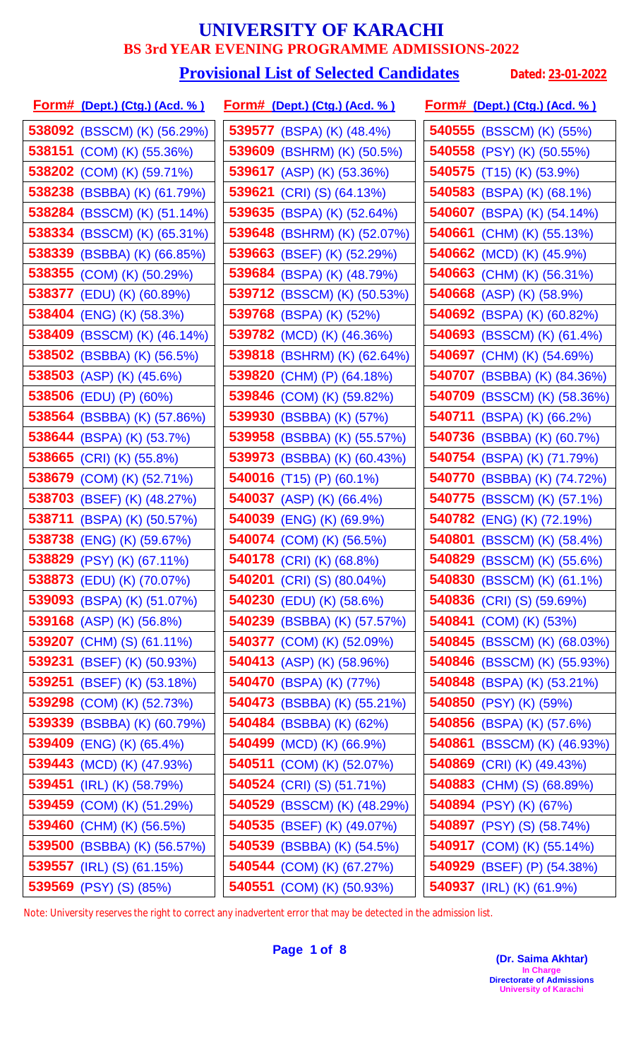# UNIVERSITY OF KARACHI

## BS 3rd YEAR EVENING PROGRAMME ADMISSIONS-2022

## Provisional List of Selected Candidates

**Dated: 23-01-2022**

| Form# (Dept.) (Ctg.) (Acd. %) | Form# (Dept.) (Ctg.) (Acd. %) | Form# (Dept.) (Ctg.) (Acd. %) |
|---|---|---|
| 538092 (BSSCM) (K) (56.29%) | 539577 (BSPA) (K) (48.4%) | 540555 (BSSCM) (K) (55%) |
| 538151 (COM) (K) (55.36%) | 539609 (BSHRM) (K) (50.5%) | 540558 (PSY) (K) (50.55%) |
| 538202 (COM) (K) (59.71%) | 539617 (ASP) (K) (53.36%) | 540575 (T15) (K) (53.9%) |
| 538238 (BSBBA) (K) (61.79%) | 539621 (CRI) (S) (64.13%) | 540583 (BSPA) (K) (68.1%) |
| 538284 (BSSCM) (K) (51.14%) | 539635 (BSPA) (K) (52.64%) | 540607 (BSPA) (K) (54.14%) |
| 538334 (BSSCM) (K) (65.31%) | 539648 (BSHRM) (K) (52.07%) | 540661 (CHM) (K) (55.13%) |
| 538339 (BSBBA) (K) (66.85%) | 539663 (BSEF) (K) (52.29%) | 540662 (MCD) (K) (45.9%) |
| 538355 (COM) (K) (50.29%) | 539684 (BSPA) (K) (48.79%) | 540663 (CHM) (K) (56.31%) |
| 538377 (EDU) (K) (60.89%) | 539712 (BSSCM) (K) (50.53%) | 540668 (ASP) (K) (58.9%) |
| 538404 (ENG) (K) (58.3%) | 539768 (BSPA) (K) (52%) | 540692 (BSPA) (K) (60.82%) |
| 538409 (BSSCM) (K) (46.14%) | 539782 (MCD) (K) (46.36%) | 540693 (BSSCM) (K) (61.4%) |
| 538502 (BSBBA) (K) (56.5%) | 539818 (BSHRM) (K) (62.64%) | 540697 (CHM) (K) (54.69%) |
| 538503 (ASP) (K) (45.6%) | 539820 (CHM) (P) (64.18%) | 540707 (BSBBA) (K) (84.36%) |
| 538506 (EDU) (P) (60%) | 539846 (COM) (K) (59.82%) | 540709 (BSSCM) (K) (58.36%) |
| 538564 (BSBBA) (K) (57.86%) | 539930 (BSBBA) (K) (57%) | 540711 (BSPA) (K) (66.2%) |
| 538644 (BSPA) (K) (53.7%) | 539958 (BSBBA) (K) (55.57%) | 540736 (BSBBA) (K) (60.7%) |
| 538665 (CRI) (K) (55.8%) | 539973 (BSBBA) (K) (60.43%) | 540754 (BSPA) (K) (71.79%) |
| 538679 (COM) (K) (52.71%) | 540016 (T15) (P) (60.1%) | 540770 (BSBBA) (K) (74.72%) |
| 538703 (BSEF) (K) (48.27%) | 540037 (ASP) (K) (66.4%) | 540775 (BSSCM) (K) (57.1%) |
| 538711 (BSPA) (K) (50.57%) | 540039 (ENG) (K) (69.9%) | 540782 (ENG) (K) (72.19%) |
| 538738 (ENG) (K) (59.67%) | 540074 (COM) (K) (56.5%) | 540801 (BSSCM) (K) (58.4%) |
| 538829 (PSY) (K) (67.11%) | 540178 (CRI) (K) (68.8%) | 540829 (BSSCM) (K) (55.6%) |
| 538873 (EDU) (K) (70.07%) | 540201 (CRI) (S) (80.04%) | 540830 (BSSCM) (K) (61.1%) |
| 539093 (BSPA) (K) (51.07%) | 540230 (EDU) (K) (58.6%) | 540836 (CRI) (S) (59.69%) |
| 539168 (ASP) (K) (56.8%) | 540239 (BSBBA) (K) (57.57%) | 540841 (COM) (K) (53%) |
| 539207 (CHM) (S) (61.11%) | 540377 (COM) (K) (52.09%) | 540845 (BSSCM) (K) (68.03%) |
| 539231 (BSEF) (K) (50.93%) | 540413 (ASP) (K) (58.96%) | 540846 (BSSCM) (K) (55.93%) |
| 539251 (BSEF) (K) (53.18%) | 540470 (BSPA) (K) (77%) | 540848 (BSPA) (K) (53.21%) |
| 539298 (COM) (K) (52.73%) | 540473 (BSBBA) (K) (55.21%) | 540850 (PSY) (K) (59%) |
| 539339 (BSBBA) (K) (60.79%) | 540484 (BSBBA) (K) (62%) | 540856 (BSPA) (K) (57.6%) |
| 539409 (ENG) (K) (65.4%) | 540499 (MCD) (K) (66.9%) | 540861 (BSSCM) (K) (46.93%) |
| 539443 (MCD) (K) (47.93%) | 540511 (COM) (K) (52.07%) | 540869 (CRI) (K) (49.43%) |
| 539451 (IRL) (K) (58.79%) | 540524 (CRI) (S) (51.71%) | 540883 (CHM) (S) (68.89%) |
| 539459 (COM) (K) (51.29%) | 540529 (BSSCM) (K) (48.29%) | 540894 (PSY) (K) (67%) |
| 539460 (CHM) (K) (56.5%) | 540535 (BSEF) (K) (49.07%) | 540897 (PSY) (S) (58.74%) |
| 539500 (BSBBA) (K) (56.57%) | 540539 (BSBBA) (K) (54.5%) | 540917 (COM) (K) (55.14%) |
| 539557 (IRL) (S) (61.15%) | 540544 (COM) (K) (67.27%) | 540929 (BSEF) (P) (54.38%) |
| 539569 (PSY) (S) (85%) | 540551 (COM) (K) (50.93%) | 540937 (IRL) (K) (61.9%) |

Note: University reserves the right to correct any inadvertent error that may be detected in the admission list.

**(Dr. Saima Akhtar)**
In Charge
Directorate of Admissions
University of Karachi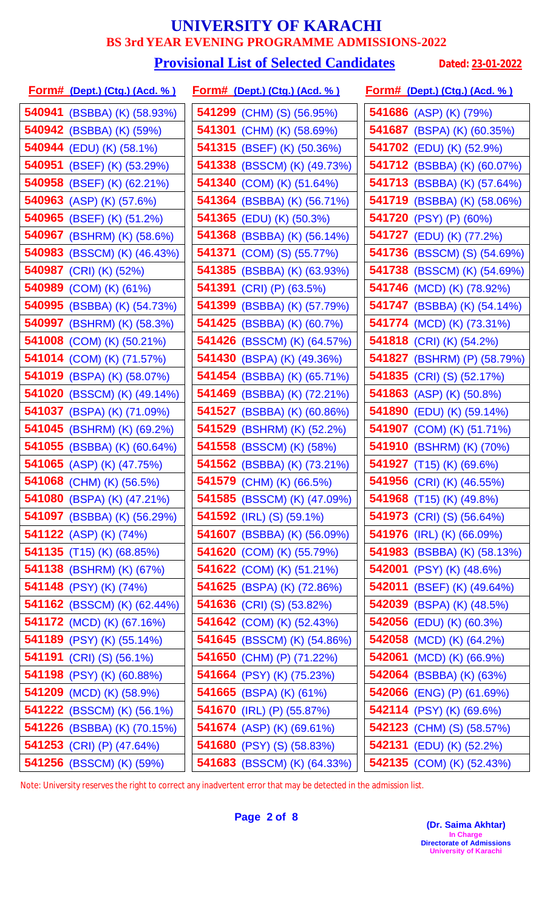# UNIVERSITY OF KARACHI

## BS 3rd YEAR EVENING PROGRAMME ADMISSIONS-2022

### Provisional List of Selected Candidates

**Dated: 23-01-2022**

| Form# (Dept.) (Ctg.) (Acd. %) | Form# (Dept.) (Ctg.) (Acd. %) | Form# (Dept.) (Ctg.) (Acd. %) |
|---|---|---|
| 540941 (BSBBA) (K) (58.93%) | 541299 (CHM) (S) (56.95%) | 541686 (ASP) (K) (79%) |
| 540942 (BSBBA) (K) (59%) | 541301 (CHM) (K) (58.69%) | 541687 (BSPA) (K) (60.35%) |
| 540944 (EDU) (K) (58.1%) | 541315 (BSEF) (K) (50.36%) | 541702 (EDU) (K) (52.9%) |
| 540951 (BSEF) (K) (53.29%) | 541338 (BSSCM) (K) (49.73%) | 541712 (BSBBA) (K) (60.07%) |
| 540958 (BSEF) (K) (62.21%) | 541340 (COM) (K) (51.64%) | 541713 (BSBBA) (K) (57.64%) |
| 540963 (ASP) (K) (57.6%) | 541364 (BSBBA) (K) (56.71%) | 541719 (BSBBA) (K) (58.06%) |
| 540965 (BSEF) (K) (51.2%) | 541365 (EDU) (K) (50.3%) | 541720 (PSY) (P) (60%) |
| 540967 (BSHRM) (K) (58.6%) | 541368 (BSBBA) (K) (56.14%) | 541727 (EDU) (K) (77.2%) |
| 540983 (BSSCM) (K) (46.43%) | 541371 (COM) (S) (55.77%) | 541736 (BSSCM) (S) (54.69%) |
| 540987 (CRI) (K) (52%) | 541385 (BSBBA) (K) (63.93%) | 541738 (BSSCM) (K) (54.69%) |
| 540989 (COM) (K) (61%) | 541391 (CRI) (P) (63.5%) | 541746 (MCD) (K) (78.92%) |
| 540995 (BSBBA) (K) (54.73%) | 541399 (BSBBA) (K) (57.79%) | 541747 (BSBBA) (K) (54.14%) |
| 540997 (BSHRM) (K) (58.3%) | 541425 (BSBBA) (K) (60.7%) | 541774 (MCD) (K) (73.31%) |
| 541008 (COM) (K) (50.21%) | 541426 (BSSCM) (K) (64.57%) | 541818 (CRI) (K) (54.2%) |
| 541014 (COM) (K) (71.57%) | 541430 (BSPA) (K) (49.36%) | 541827 (BSHRM) (P) (58.79%) |
| 541019 (BSPA) (K) (58.07%) | 541454 (BSBBA) (K) (65.71%) | 541835 (CRI) (S) (52.17%) |
| 541020 (BSSCM) (K) (49.14%) | 541469 (BSBBA) (K) (72.21%) | 541863 (ASP) (K) (50.8%) |
| 541037 (BSPA) (K) (71.09%) | 541527 (BSBBA) (K) (60.86%) | 541890 (EDU) (K) (59.14%) |
| 541045 (BSHRM) (K) (69.2%) | 541529 (BSHRM) (K) (52.2%) | 541907 (COM) (K) (51.71%) |
| 541055 (BSBBA) (K) (60.64%) | 541558 (BSSCM) (K) (58%) | 541910 (BSHRM) (K) (70%) |
| 541065 (ASP) (K) (47.75%) | 541562 (BSBBA) (K) (73.21%) | 541927 (T15) (K) (69.6%) |
| 541068 (CHM) (K) (56.5%) | 541579 (CHM) (K) (66.5%) | 541956 (CRI) (K) (46.55%) |
| 541080 (BSPA) (K) (47.21%) | 541585 (BSSCM) (K) (47.09%) | 541968 (T15) (K) (49.8%) |
| 541097 (BSBBA) (K) (56.29%) | 541592 (IRL) (S) (59.1%) | 541973 (CRI) (S) (56.64%) |
| 541122 (ASP) (K) (74%) | 541607 (BSBBA) (K) (56.09%) | 541976 (IRL) (K) (66.09%) |
| 541135 (T15) (K) (68.85%) | 541620 (COM) (K) (55.79%) | 541983 (BSBBA) (K) (58.13%) |
| 541138 (BSHRM) (K) (67%) | 541622 (COM) (K) (51.21%) | 542001 (PSY) (K) (48.6%) |
| 541148 (PSY) (K) (74%) | 541625 (BSPA) (K) (72.86%) | 542011 (BSEF) (K) (49.64%) |
| 541162 (BSSCM) (K) (62.44%) | 541636 (CRI) (S) (53.82%) | 542039 (BSPA) (K) (48.5%) |
| 541172 (MCD) (K) (67.16%) | 541642 (COM) (K) (52.43%) | 542056 (EDU) (K) (60.3%) |
| 541189 (PSY) (K) (55.14%) | 541645 (BSSCM) (K) (54.86%) | 542058 (MCD) (K) (64.2%) |
| 541191 (CRI) (S) (56.1%) | 541650 (CHM) (P) (71.22%) | 542061 (MCD) (K) (66.9%) |
| 541198 (PSY) (K) (60.88%) | 541664 (PSY) (K) (75.23%) | 542064 (BSBBA) (K) (63%) |
| 541209 (MCD) (K) (58.9%) | 541665 (BSPA) (K) (61%) | 542066 (ENG) (P) (61.69%) |
| 541222 (BSSCM) (K) (56.1%) | 541670 (IRL) (P) (55.87%) | 542114 (PSY) (K) (69.6%) |
| 541226 (BSBBA) (K) (70.15%) | 541674 (ASP) (K) (69.61%) | 542123 (CHM) (S) (58.57%) |
| 541253 (CRI) (P) (47.64%) | 541680 (PSY) (S) (58.83%) | 542131 (EDU) (K) (52.2%) |
| 541256 (BSSCM) (K) (59%) | 541683 (BSSCM) (K) (64.33%) | 542135 (COM) (K) (52.43%) |

Note: University reserves the right to correct any inadvertent error that may be detected in the admission list.

**(Dr. Saima Akhtar)**
In Charge
Directorate of Admissions
University of Karachi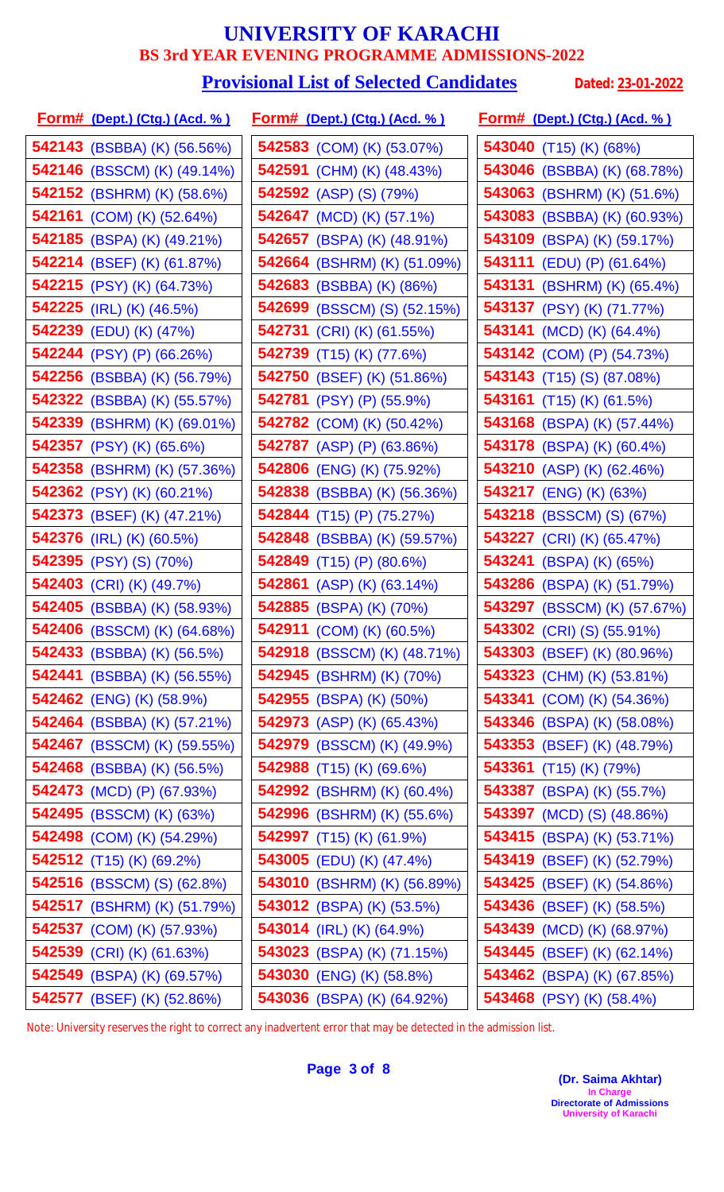# UNIVERSITY OF KARACHI

## BS 3rd YEAR EVENING PROGRAMME ADMISSIONS-2022

### Provisional List of Selected Candidates

**Dated: 23-01-2022**

| Form# (Dept.) (Ctg.) (Acd. %) | Form# (Dept.) (Ctg.) (Acd. %) | Form# (Dept.) (Ctg.) (Acd. %) |
|---|---|---|
| 542143 (BSBBA) (K) (56.56%) | 542583 (COM) (K) (53.07%) | 543040 (T15) (K) (68%) |
| 542146 (BSSCM) (K) (49.14%) | 542591 (CHM) (K) (48.43%) | 543046 (BSBBA) (K) (68.78%) |
| 542152 (BSHRM) (K) (58.6%) | 542592 (ASP) (S) (79%) | 543063 (BSHRM) (K) (51.6%) |
| 542161 (COM) (K) (52.64%) | 542647 (MCD) (K) (57.1%) | 543083 (BSBBA) (K) (60.93%) |
| 542185 (BSPA) (K) (49.21%) | 542657 (BSPA) (K) (48.91%) | 543109 (BSPA) (K) (59.17%) |
| 542214 (BSEF) (K) (61.87%) | 542664 (BSHRM) (K) (51.09%) | 543111 (EDU) (P) (61.64%) |
| 542215 (PSY) (K) (64.73%) | 542683 (BSBBA) (K) (86%) | 543131 (BSHRM) (K) (65.4%) |
| 542225 (IRL) (K) (46.5%) | 542699 (BSSCM) (S) (52.15%) | 543137 (PSY) (K) (71.77%) |
| 542239 (EDU) (K) (47%) | 542731 (CRI) (K) (61.55%) | 543141 (MCD) (K) (64.4%) |
| 542244 (PSY) (P) (66.26%) | 542739 (T15) (K) (77.6%) | 543142 (COM) (P) (54.73%) |
| 542256 (BSBBA) (K) (56.79%) | 542750 (BSEF) (K) (51.86%) | 543143 (T15) (S) (87.08%) |
| 542322 (BSBBA) (K) (55.57%) | 542781 (PSY) (P) (55.9%) | 543161 (T15) (K) (61.5%) |
| 542339 (BSHRM) (K) (69.01%) | 542782 (COM) (K) (50.42%) | 543168 (BSPA) (K) (57.44%) |
| 542357 (PSY) (K) (65.6%) | 542787 (ASP) (P) (63.86%) | 543178 (BSPA) (K) (60.4%) |
| 542358 (BSHRM) (K) (57.36%) | 542806 (ENG) (K) (75.92%) | 543210 (ASP) (K) (62.46%) |
| 542362 (PSY) (K) (60.21%) | 542838 (BSBBA) (K) (56.36%) | 543217 (ENG) (K) (63%) |
| 542373 (BSEF) (K) (47.21%) | 542844 (T15) (P) (75.27%) | 543218 (BSSCM) (S) (67%) |
| 542376 (IRL) (K) (60.5%) | 542848 (BSBBA) (K) (59.57%) | 543227 (CRI) (K) (65.47%) |
| 542395 (PSY) (S) (70%) | 542849 (T15) (P) (80.6%) | 543241 (BSPA) (K) (65%) |
| 542403 (CRI) (K) (49.7%) | 542861 (ASP) (K) (63.14%) | 543286 (BSPA) (K) (51.79%) |
| 542405 (BSBBA) (K) (58.93%) | 542885 (BSPA) (K) (70%) | 543297 (BSSCM) (K) (57.67%) |
| 542406 (BSSCM) (K) (64.68%) | 542911 (COM) (K) (60.5%) | 543302 (CRI) (S) (55.91%) |
| 542433 (BSBBA) (K) (56.5%) | 542918 (BSSCM) (K) (48.71%) | 543303 (BSEF) (K) (80.96%) |
| 542441 (BSBBA) (K) (56.55%) | 542945 (BSHRM) (K) (70%) | 543323 (CHM) (K) (53.81%) |
| 542462 (ENG) (K) (58.9%) | 542955 (BSPA) (K) (50%) | 543341 (COM) (K) (54.36%) |
| 542464 (BSBBA) (K) (57.21%) | 542973 (ASP) (K) (65.43%) | 543346 (BSPA) (K) (58.08%) |
| 542467 (BSSCM) (K) (59.55%) | 542979 (BSSCM) (K) (49.9%) | 543353 (BSEF) (K) (48.79%) |
| 542468 (BSBBA) (K) (56.5%) | 542988 (T15) (K) (69.6%) | 543361 (T15) (K) (79%) |
| 542473 (MCD) (P) (67.93%) | 542992 (BSHRM) (K) (60.4%) | 543387 (BSPA) (K) (55.7%) |
| 542495 (BSSCM) (K) (63%) | 542996 (BSHRM) (K) (55.6%) | 543397 (MCD) (S) (48.86%) |
| 542498 (COM) (K) (54.29%) | 542997 (T15) (K) (61.9%) | 543415 (BSPA) (K) (53.71%) |
| 542512 (T15) (K) (69.2%) | 543005 (EDU) (K) (47.4%) | 543419 (BSEF) (K) (52.79%) |
| 542516 (BSSCM) (S) (62.8%) | 543010 (BSHRM) (K) (56.89%) | 543425 (BSEF) (K) (54.86%) |
| 542517 (BSHRM) (K) (51.79%) | 543012 (BSPA) (K) (53.5%) | 543436 (BSEF) (K) (58.5%) |
| 542537 (COM) (K) (57.93%) | 543014 (IRL) (K) (64.9%) | 543439 (MCD) (K) (68.97%) |
| 542539 (CRI) (K) (61.63%) | 543023 (BSPA) (K) (71.15%) | 543445 (BSEF) (K) (62.14%) |
| 542549 (BSPA) (K) (69.57%) | 543030 (ENG) (K) (58.8%) | 543462 (BSPA) (K) (67.85%) |
| 542577 (BSEF) (K) (52.86%) | 543036 (BSPA) (K) (64.92%) | 543468 (PSY) (K) (58.4%) |

Note: University reserves the right to correct any inadvertent error that may be detected in the admission list.

**(Dr. Saima Akhtar)**
In Charge
Directorate of Admissions
University of Karachi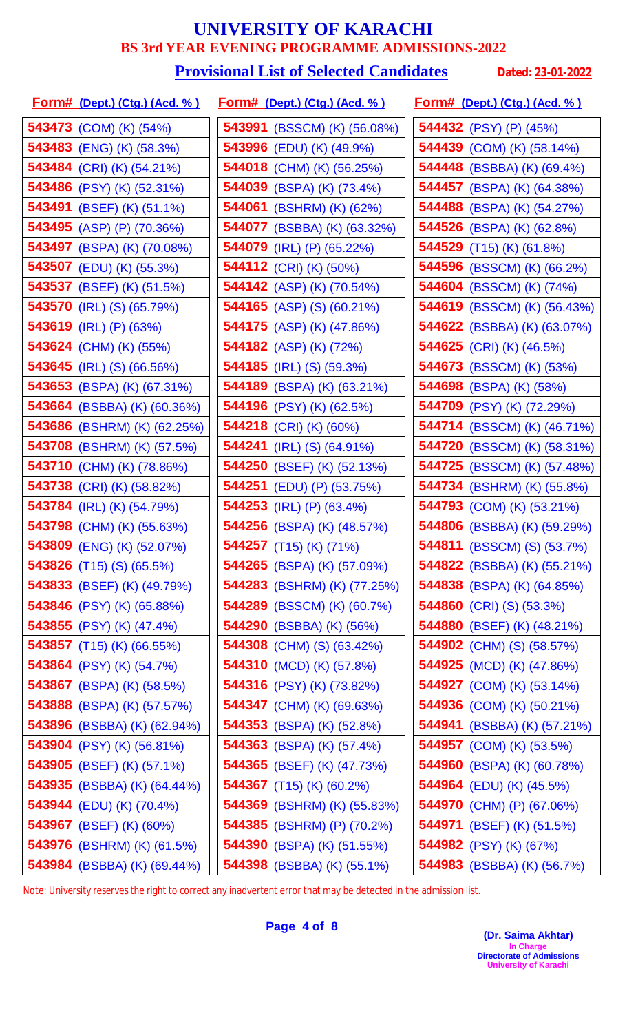# UNIVERSITY OF KARACHI

## BS 3rd YEAR EVENING PROGRAMME ADMISSIONS-2022

### Provisional List of Selected Candidates

**Dated: 23-01-2022**

| Form# (Dept.) (Ctg.) (Acd. %) | Form# (Dept.) (Ctg.) (Acd. %) | Form# (Dept.) (Ctg.) (Acd. %) |
|---|---|---|
| **543473** (COM) (K) (54%) | **543991** (BSSCM) (K) (56.08%) | **544432** (PSY) (P) (45%) |
| **543483** (ENG) (K) (58.3%) | **543996** (EDU) (K) (49.9%) | **544439** (COM) (K) (58.14%) |
| **543484** (CRI) (K) (54.21%) | **544018** (CHM) (K) (56.25%) | **544448** (BSBBA) (K) (69.4%) |
| **543486** (PSY) (K) (52.31%) | **544039** (BSPA) (K) (73.4%) | **544457** (BSPA) (K) (64.38%) |
| **543491** (BSEF) (K) (51.1%) | **544061** (BSHRM) (K) (62%) | **544488** (BSPA) (K) (54.27%) |
| **543495** (ASP) (P) (70.36%) | **544077** (BSBBA) (K) (63.32%) | **544526** (BSPA) (K) (62.8%) |
| **543497** (BSPA) (K) (70.08%) | **544079** (IRL) (P) (65.22%) | **544529** (T15) (K) (61.8%) |
| **543507** (EDU) (K) (55.3%) | **544112** (CRI) (K) (50%) | **544596** (BSSCM) (K) (66.2%) |
| **543537** (BSEF) (K) (51.5%) | **544142** (ASP) (K) (70.54%) | **544604** (BSSCM) (K) (74%) |
| **543570** (IRL) (S) (65.79%) | **544165** (ASP) (S) (60.21%) | **544619** (BSSCM) (K) (56.43%) |
| **543619** (IRL) (P) (63%) | **544175** (ASP) (K) (47.86%) | **544622** (BSBBA) (K) (63.07%) |
| **543624** (CHM) (K) (55%) | **544182** (ASP) (K) (72%) | **544625** (CRI) (K) (46.5%) |
| **543645** (IRL) (S) (66.56%) | **544185** (IRL) (S) (59.3%) | **544673** (BSSCM) (K) (53%) |
| **543653** (BSPA) (K) (67.31%) | **544189** (BSPA) (K) (63.21%) | **544698** (BSPA) (K) (58%) |
| **543664** (BSBBA) (K) (60.36%) | **544196** (PSY) (K) (62.5%) | **544709** (PSY) (K) (72.29%) |
| **543686** (BSHRM) (K) (62.25%) | **544218** (CRI) (K) (60%) | **544714** (BSSCM) (K) (46.71%) |
| **543708** (BSHRM) (K) (57.5%) | **544241** (IRL) (S) (64.91%) | **544720** (BSSCM) (K) (58.31%) |
| **543710** (CHM) (K) (78.86%) | **544250** (BSEF) (K) (52.13%) | **544725** (BSSCM) (K) (57.48%) |
| **543738** (CRI) (K) (58.82%) | **544251** (EDU) (P) (53.75%) | **544734** (BSHRM) (K) (55.8%) |
| **543784** (IRL) (K) (54.79%) | **544253** (IRL) (P) (63.4%) | **544793** (COM) (K) (53.21%) |
| **543798** (CHM) (K) (55.63%) | **544256** (BSPA) (K) (48.57%) | **544806** (BSBBA) (K) (59.29%) |
| **543809** (ENG) (K) (52.07%) | **544257** (T15) (K) (71%) | **544811** (BSSCM) (S) (53.7%) |
| **543826** (T15) (S) (65.5%) | **544265** (BSPA) (K) (57.09%) | **544822** (BSBBA) (K) (55.21%) |
| **543833** (BSEF) (K) (49.79%) | **544283** (BSHRM) (K) (77.25%) | **544838** (BSPA) (K) (64.85%) |
| **543846** (PSY) (K) (65.88%) | **544289** (BSSCM) (K) (60.7%) | **544860** (CRI) (S) (53.3%) |
| **543855** (PSY) (K) (47.4%) | **544290** (BSBBA) (K) (56%) | **544880** (BSEF) (K) (48.21%) |
| **543857** (T15) (K) (66.55%) | **544308** (CHM) (S) (63.42%) | **544902** (CHM) (S) (58.57%) |
| **543864** (PSY) (K) (54.7%) | **544310** (MCD) (K) (57.8%) | **544925** (MCD) (K) (47.86%) |
| **543867** (BSPA) (K) (58.5%) | **544316** (PSY) (K) (73.82%) | **544927** (COM) (K) (53.14%) |
| **543888** (BSPA) (K) (57.57%) | **544347** (CHM) (K) (69.63%) | **544936** (COM) (K) (50.21%) |
| **543896** (BSBBA) (K) (62.94%) | **544353** (BSPA) (K) (52.8%) | **544941** (BSBBA) (K) (57.21%) |
| **543904** (PSY) (K) (56.81%) | **544363** (BSPA) (K) (57.4%) | **544957** (COM) (K) (53.5%) |
| **543905** (BSEF) (K) (57.1%) | **544365** (BSEF) (K) (47.73%) | **544960** (BSPA) (K) (60.78%) |
| **543935** (BSBBA) (K) (64.44%) | **544367** (T15) (K) (60.2%) | **544964** (EDU) (K) (45.5%) |
| **543944** (EDU) (K) (70.4%) | **544369** (BSHRM) (K) (55.83%) | **544970** (CHM) (P) (67.06%) |
| **543967** (BSEF) (K) (60%) | **544385** (BSHRM) (P) (70.2%) | **544971** (BSEF) (K) (51.5%) |
| **543976** (BSHRM) (K) (61.5%) | **544390** (BSPA) (K) (51.55%) | **544982** (PSY) (K) (67%) |
| **543984** (BSBBA) (K) (69.44%) | **544398** (BSBBA) (K) (55.1%) | **544983** (BSBBA) (K) (56.7%) |

Note: University reserves the right to correct any inadvertent error that may be detected in the admission list.

**(Dr. Saima Akhtar)**
In Charge
Directorate of Admissions
University of Karachi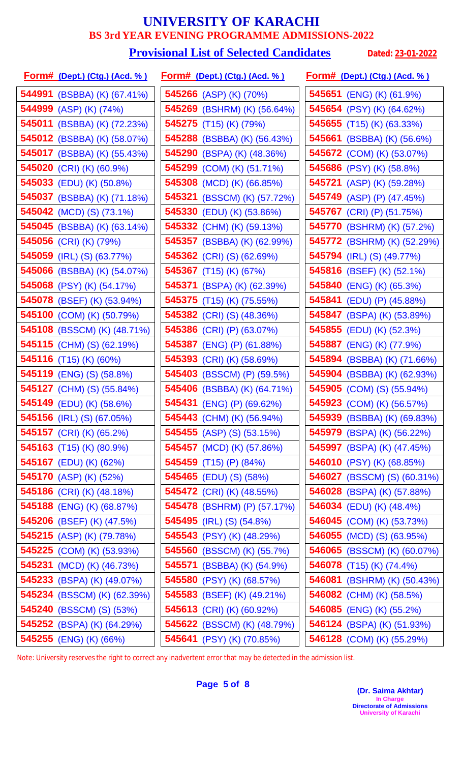# UNIVERSITY OF KARACHI

## BS 3rd YEAR EVENING PROGRAMME ADMISSIONS-2022

### Provisional List of Selected Candidates

**Dated: 23-01-2022**

| Form# (Dept.) (Ctg.) (Acd. %) | Form# (Dept.) (Ctg.) (Acd. %) | Form# (Dept.) (Ctg.) (Acd. %) |
|---|---|---|
| **544991** (BSBBA) (K) (67.41%) | **545266** (ASP) (K) (70%) | **545651** (ENG) (K) (61.9%) |
| **544999** (ASP) (K) (74%) | **545269** (BSHRM) (K) (56.64%) | **545654** (PSY) (K) (64.62%) |
| **545011** (BSBBA) (K) (72.23%) | **545275** (T15) (K) (79%) | **545655** (T15) (K) (63.33%) |
| **545012** (BSBBA) (K) (58.07%) | **545288** (BSBBA) (K) (56.43%) | **545661** (BSBBA) (K) (56.6%) |
| **545017** (BSBBA) (K) (55.43%) | **545290** (BSPA) (K) (48.36%) | **545672** (COM) (K) (53.07%) |
| **545020** (CRI) (K) (60.9%) | **545299** (COM) (K) (51.71%) | **545686** (PSY) (K) (58.8%) |
| **545033** (EDU) (K) (50.8%) | **545308** (MCD) (K) (66.85%) | **545721** (ASP) (K) (59.28%) |
| **545037** (BSBBA) (K) (71.18%) | **545321** (BSSCM) (K) (57.72%) | **545749** (ASP) (P) (47.45%) |
| **545042** (MCD) (S) (73.1%) | **545330** (EDU) (K) (53.86%) | **545767** (CRI) (P) (51.75%) |
| **545045** (BSBBA) (K) (63.14%) | **545332** (CHM) (K) (59.13%) | **545770** (BSHRM) (K) (57.2%) |
| **545056** (CRI) (K) (79%) | **545357** (BSBBA) (K) (62.99%) | **545772** (BSHRM) (K) (52.29%) |
| **545059** (IRL) (S) (63.77%) | **545362** (CRI) (S) (62.69%) | **545794** (IRL) (S) (49.77%) |
| **545066** (BSBBA) (K) (54.07%) | **545367** (T15) (K) (67%) | **545816** (BSEF) (K) (52.1%) |
| **545068** (PSY) (K) (54.17%) | **545371** (BSPA) (K) (62.39%) | **545840** (ENG) (K) (65.3%) |
| **545078** (BSEF) (K) (53.94%) | **545375** (T15) (K) (75.55%) | **545841** (EDU) (P) (45.88%) |
| **545100** (COM) (K) (50.79%) | **545382** (CRI) (S) (48.36%) | **545847** (BSPA) (K) (53.89%) |
| **545108** (BSSCM) (K) (48.71%) | **545386** (CRI) (P) (63.07%) | **545855** (EDU) (K) (52.3%) |
| **545115** (CHM) (S) (62.19%) | **545387** (ENG) (P) (61.88%) | **545887** (ENG) (K) (77.9%) |
| **545116** (T15) (K) (60%) | **545393** (CRI) (K) (58.69%) | **545894** (BSBBA) (K) (71.66%) |
| **545119** (ENG) (S) (58.8%) | **545403** (BSSCM) (P) (59.5%) | **545904** (BSBBA) (K) (62.93%) |
| **545127** (CHM) (S) (55.84%) | **545406** (BSBBA) (K) (64.71%) | **545905** (COM) (S) (55.94%) |
| **545149** (EDU) (K) (58.6%) | **545431** (ENG) (P) (69.62%) | **545923** (COM) (K) (56.57%) |
| **545156** (IRL) (S) (67.05%) | **545443** (CHM) (K) (56.94%) | **545939** (BSBBA) (K) (69.83%) |
| **545157** (CRI) (K) (65.2%) | **545455** (ASP) (S) (53.15%) | **545979** (BSPA) (K) (56.22%) |
| **545163** (T15) (K) (80.9%) | **545457** (MCD) (K) (57.86%) | **545997** (BSPA) (K) (47.45%) |
| **545167** (EDU) (K) (62%) | **545459** (T15) (P) (84%) | **546010** (PSY) (K) (68.85%) |
| **545170** (ASP) (K) (52%) | **545465** (EDU) (S) (58%) | **546027** (BSSCM) (S) (60.31%) |
| **545186** (CRI) (K) (48.18%) | **545472** (CRI) (K) (48.55%) | **546028** (BSPA) (K) (57.88%) |
| **545188** (ENG) (K) (68.87%) | **545478** (BSHRM) (P) (57.17%) | **546034** (EDU) (K) (48.4%) |
| **545206** (BSEF) (K) (47.5%) | **545495** (IRL) (S) (54.8%) | **546045** (COM) (K) (53.73%) |
| **545215** (ASP) (K) (79.78%) | **545543** (PSY) (K) (48.29%) | **546055** (MCD) (S) (63.95%) |
| **545225** (COM) (K) (53.93%) | **545560** (BSSCM) (K) (55.7%) | **546065** (BSSCM) (K) (60.07%) |
| **545231** (MCD) (K) (46.73%) | **545571** (BSBBA) (K) (54.9%) | **546078** (T15) (K) (74.4%) |
| **545233** (BSPA) (K) (49.07%) | **545580** (PSY) (K) (68.57%) | **546081** (BSHRM) (K) (50.43%) |
| **545234** (BSSCM) (K) (62.39%) | **545583** (BSEF) (K) (49.21%) | **546082** (CHM) (K) (58.5%) |
| **545240** (BSSCM) (S) (53%) | **545613** (CRI) (K) (60.92%) | **546085** (ENG) (K) (55.2%) |
| **545252** (BSPA) (K) (64.29%) | **545622** (BSSCM) (K) (48.79%) | **546124** (BSPA) (K) (51.93%) |
| **545255** (ENG) (K) (66%) | **545641** (PSY) (K) (70.85%) | **546128** (COM) (K) (55.29%) |

Note: University reserves the right to correct any inadvertent error that may be detected in the admission list.

**(Dr. Saima Akhtar)**
In Charge
Directorate of Admissions
University of Karachi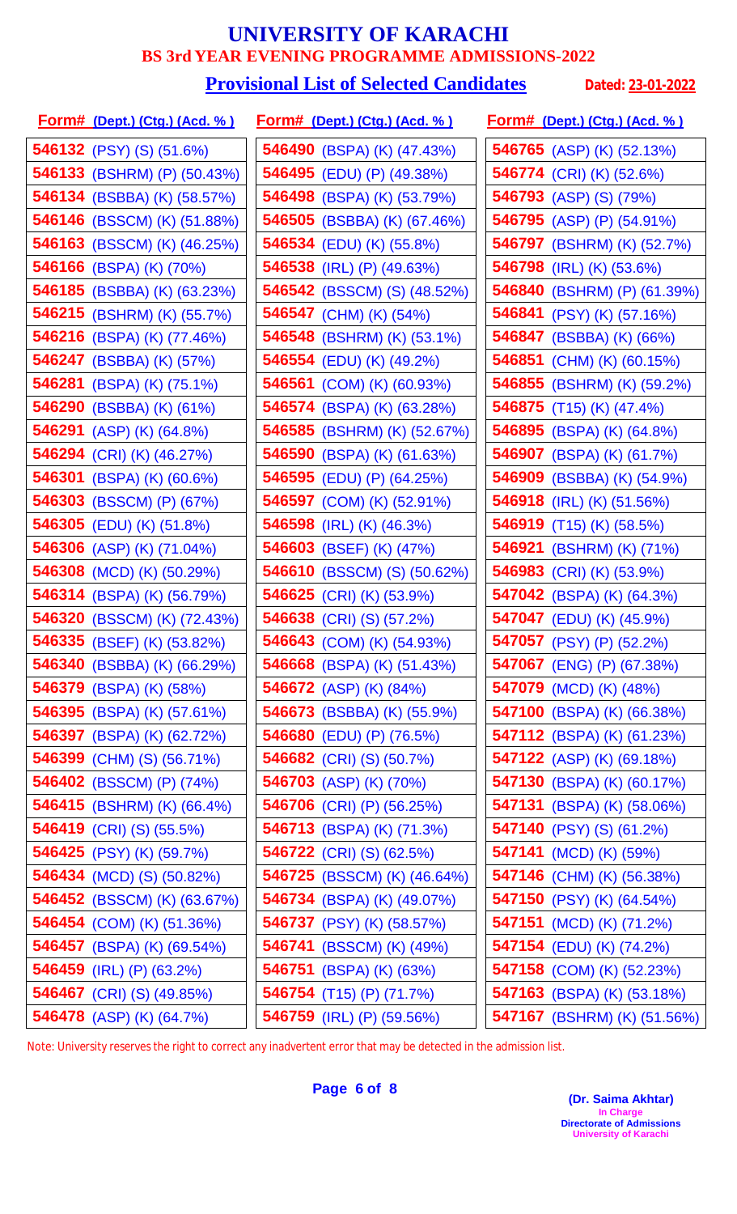# UNIVERSITY OF KARACHI
## BS 3rd YEAR EVENING PROGRAMME ADMISSIONS-2022

### Provisional List of Selected Candidates

**Dated: 23-01-2022**

| Form# (Dept.) (Ctg.) (Acd. %) |
|---|
| **546132** (PSY) (S) (51.6%) |
| **546133** (BSHRM) (P) (50.43%) |
| **546134** (BSBBA) (K) (58.57%) |
| **546146** (BSSCM) (K) (51.88%) |
| **546163** (BSSCM) (K) (46.25%) |
| **546166** (BSPA) (K) (70%) |
| **546185** (BSBBA) (K) (63.23%) |
| **546215** (BSHRM) (K) (55.7%) |
| **546216** (BSPA) (K) (77.46%) |
| **546247** (BSBBA) (K) (57%) |
| **546281** (BSPA) (K) (75.1%) |
| **546290** (BSBBA) (K) (61%) |
| **546291** (ASP) (K) (64.8%) |
| **546294** (CRI) (K) (46.27%) |
| **546301** (BSPA) (K) (60.6%) |
| **546303** (BSSCM) (P) (67%) |
| **546305** (EDU) (K) (51.8%) |
| **546306** (ASP) (K) (71.04%) |
| **546308** (MCD) (K) (50.29%) |
| **546314** (BSPA) (K) (56.79%) |
| **546320** (BSSCM) (K) (72.43%) |
| **546335** (BSEF) (K) (53.82%) |
| **546340** (BSBBA) (K) (66.29%) |
| **546379** (BSPA) (K) (58%) |
| **546395** (BSPA) (K) (57.61%) |
| **546397** (BSPA) (K) (62.72%) |
| **546399** (CHM) (S) (56.71%) |
| **546402** (BSSCM) (P) (74%) |
| **546415** (BSHRM) (K) (66.4%) |
| **546419** (CRI) (S) (55.5%) |
| **546425** (PSY) (K) (59.7%) |
| **546434** (MCD) (S) (50.82%) |
| **546452** (BSSCM) (K) (63.67%) |
| **546454** (COM) (K) (51.36%) |
| **546457** (BSPA) (K) (69.54%) |
| **546459** (IRL) (P) (63.2%) |
| **546467** (CRI) (S) (49.85%) |
| **546478** (ASP) (K) (64.7%) |
| **546490** (BSPA) (K) (47.43%) |
| **546495** (EDU) (P) (49.38%) |
| **546498** (BSPA) (K) (53.79%) |
| **546505** (BSBBA) (K) (67.46%) |
| **546534** (EDU) (K) (55.8%) |
| **546538** (IRL) (P) (49.63%) |
| **546542** (BSSCM) (S) (48.52%) |
| **546547** (CHM) (K) (54%) |
| **546548** (BSHRM) (K) (53.1%) |
| **546554** (EDU) (K) (49.2%) |
| **546561** (COM) (K) (60.93%) |
| **546574** (BSPA) (K) (63.28%) |
| **546585** (BSHRM) (K) (52.67%) |
| **546590** (BSPA) (K) (61.63%) |
| **546595** (EDU) (P) (64.25%) |
| **546597** (COM) (K) (52.91%) |
| **546598** (IRL) (K) (46.3%) |
| **546603** (BSEF) (K) (47%) |
| **546610** (BSSCM) (S) (50.62%) |
| **546625** (CRI) (K) (53.9%) |
| **546638** (CRI) (S) (57.2%) |
| **546643** (COM) (K) (54.93%) |
| **546668** (BSPA) (K) (51.43%) |
| **546672** (ASP) (K) (84%) |
| **546673** (BSBBA) (K) (55.9%) |
| **546680** (EDU) (P) (76.5%) |
| **546682** (CRI) (S) (50.7%) |
| **546703** (ASP) (K) (70%) |
| **546706** (CRI) (P) (56.25%) |
| **546713** (BSPA) (K) (71.3%) |
| **546722** (CRI) (S) (62.5%) |
| **546725** (BSSCM) (K) (46.64%) |
| **546734** (BSPA) (K) (49.07%) |
| **546737** (PSY) (K) (58.57%) |
| **546741** (BSSCM) (K) (49%) |
| **546751** (BSPA) (K) (63%) |
| **546754** (T15) (P) (71.7%) |
| **546759** (IRL) (P) (59.56%) |
| **546765** (ASP) (K) (52.13%) |
| **546774** (CRI) (K) (52.6%) |
| **546793** (ASP) (S) (79%) |
| **546795** (ASP) (P) (54.91%) |
| **546797** (BSHRM) (K) (52.7%) |
| **546798** (IRL) (K) (53.6%) |
| **546840** (BSHRM) (P) (61.39%) |
| **546841** (PSY) (K) (57.16%) |
| **546847** (BSBBA) (K) (66%) |
| **546851** (CHM) (K) (60.15%) |
| **546855** (BSHRM) (K) (59.2%) |
| **546875** (T15) (K) (47.4%) |
| **546895** (BSPA) (K) (64.8%) |
| **546907** (BSPA) (K) (61.7%) |
| **546909** (BSBBA) (K) (54.9%) |
| **546918** (IRL) (K) (51.56%) |
| **546919** (T15) (K) (58.5%) |
| **546921** (BSHRM) (K) (71%) |
| **546983** (CRI) (K) (53.9%) |
| **547042** (BSPA) (K) (64.3%) |
| **547047** (EDU) (K) (45.9%) |
| **547057** (PSY) (P) (52.2%) |
| **547067** (ENG) (P) (67.38%) |
| **547079** (MCD) (K) (48%) |
| **547100** (BSPA) (K) (66.38%) |
| **547112** (BSPA) (K) (61.23%) |
| **547122** (ASP) (K) (69.18%) |
| **547130** (BSPA) (K) (60.17%) |
| **547131** (BSPA) (K) (58.06%) |
| **547140** (PSY) (S) (61.2%) |
| **547141** (MCD) (K) (59%) |
| **547146** (CHM) (K) (56.38%) |
| **547150** (PSY) (K) (64.54%) |
| **547151** (MCD) (K) (71.2%) |
| **547154** (EDU) (K) (74.2%) |
| **547158** (COM) (K) (52.23%) |
| **547163** (BSPA) (K) (53.18%) |
| **547167** (BSHRM) (K) (51.56%) |

Note: University reserves the right to correct any inadvertent error that may be detected in the admission list.

**(Dr. Saima Akhtar)**
In Charge
Directorate of Admissions
University of Karachi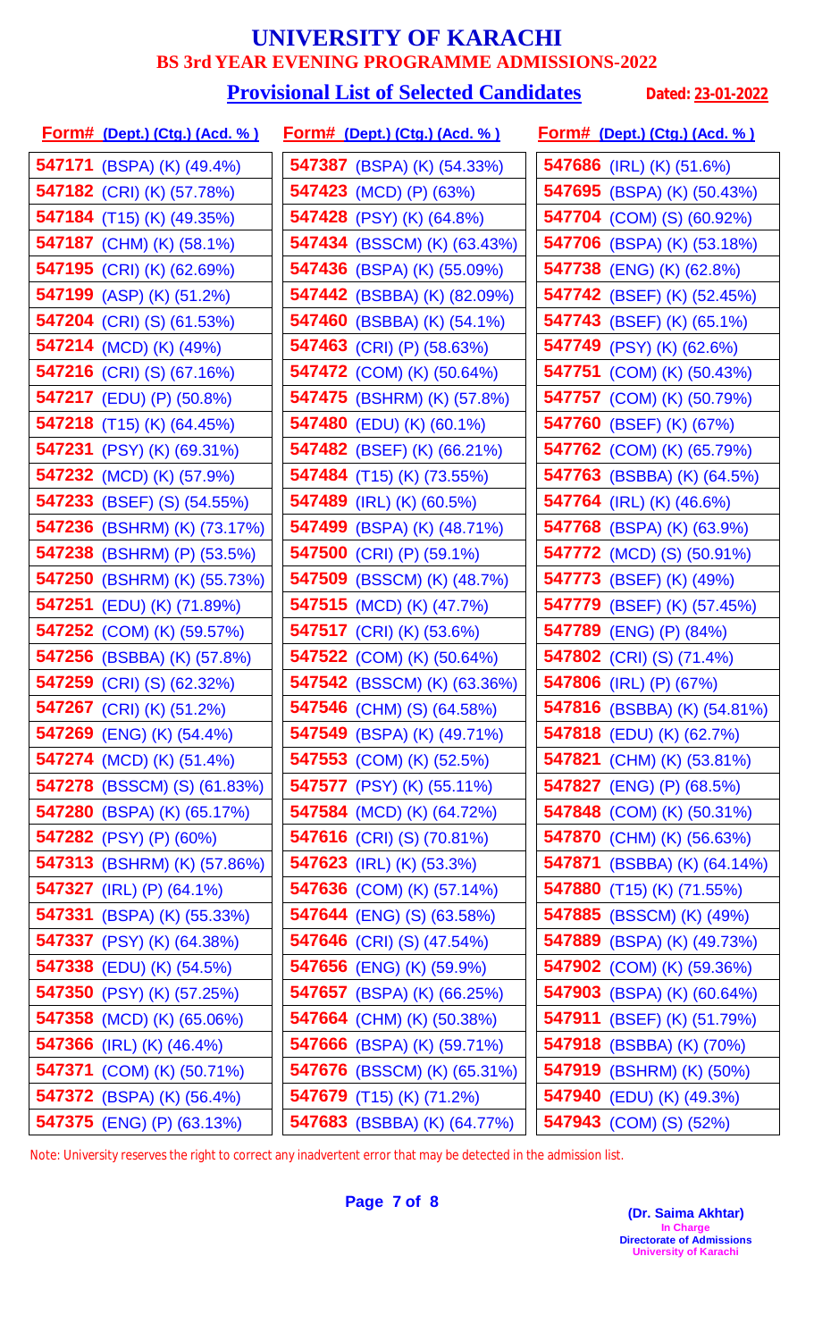# UNIVERSITY OF KARACHI

## BS 3rd YEAR EVENING PROGRAMME ADMISSIONS-2022

### Provisional List of Selected Candidates

**Dated: 23-01-2022**

| Form# (Dept.) (Ctg.) (Acd. %) | Form# (Dept.) (Ctg.) (Acd. %) | Form# (Dept.) (Ctg.) (Acd. %) |
|---|---|---|
| 547171 (BSPA) (K) (49.4%) | 547387 (BSPA) (K) (54.33%) | 547686 (IRL) (K) (51.6%) |
| 547182 (CRI) (K) (57.78%) | 547423 (MCD) (P) (63%) | 547695 (BSPA) (K) (50.43%) |
| 547184 (T15) (K) (49.35%) | 547428 (PSY) (K) (64.8%) | 547704 (COM) (S) (60.92%) |
| 547187 (CHM) (K) (58.1%) | 547434 (BSSCM) (K) (63.43%) | 547706 (BSPA) (K) (53.18%) |
| 547195 (CRI) (K) (62.69%) | 547436 (BSPA) (K) (55.09%) | 547738 (ENG) (K) (62.8%) |
| 547199 (ASP) (K) (51.2%) | 547442 (BSBBA) (K) (82.09%) | 547742 (BSEF) (K) (52.45%) |
| 547204 (CRI) (S) (61.53%) | 547460 (BSBBA) (K) (54.1%) | 547743 (BSEF) (K) (65.1%) |
| 547214 (MCD) (K) (49%) | 547463 (CRI) (P) (58.63%) | 547749 (PSY) (K) (62.6%) |
| 547216 (CRI) (S) (67.16%) | 547472 (COM) (K) (50.64%) | 547751 (COM) (K) (50.43%) |
| 547217 (EDU) (P) (50.8%) | 547475 (BSHRM) (K) (57.8%) | 547757 (COM) (K) (50.79%) |
| 547218 (T15) (K) (64.45%) | 547480 (EDU) (K) (60.1%) | 547760 (BSEF) (K) (67%) |
| 547231 (PSY) (K) (69.31%) | 547482 (BSEF) (K) (66.21%) | 547762 (COM) (K) (65.79%) |
| 547232 (MCD) (K) (57.9%) | 547484 (T15) (K) (73.55%) | 547763 (BSBBA) (K) (64.5%) |
| 547233 (BSEF) (S) (54.55%) | 547489 (IRL) (K) (60.5%) | 547764 (IRL) (K) (46.6%) |
| 547236 (BSHRM) (K) (73.17%) | 547499 (BSPA) (K) (48.71%) | 547768 (BSPA) (K) (63.9%) |
| 547238 (BSHRM) (P) (53.5%) | 547500 (CRI) (P) (59.1%) | 547772 (MCD) (S) (50.91%) |
| 547250 (BSHRM) (K) (55.73%) | 547509 (BSSCM) (K) (48.7%) | 547773 (BSEF) (K) (49%) |
| 547251 (EDU) (K) (71.89%) | 547515 (MCD) (K) (47.7%) | 547779 (BSEF) (K) (57.45%) |
| 547252 (COM) (K) (59.57%) | 547517 (CRI) (K) (53.6%) | 547789 (ENG) (P) (84%) |
| 547256 (BSBBA) (K) (57.8%) | 547522 (COM) (K) (50.64%) | 547802 (CRI) (S) (71.4%) |
| 547259 (CRI) (S) (62.32%) | 547542 (BSSCM) (K) (63.36%) | 547806 (IRL) (P) (67%) |
| 547267 (CRI) (K) (51.2%) | 547546 (CHM) (S) (64.58%) | 547816 (BSBBA) (K) (54.81%) |
| 547269 (ENG) (K) (54.4%) | 547549 (BSPA) (K) (49.71%) | 547818 (EDU) (K) (62.7%) |
| 547274 (MCD) (K) (51.4%) | 547553 (COM) (K) (52.5%) | 547821 (CHM) (K) (53.81%) |
| 547278 (BSSCM) (S) (61.83%) | 547577 (PSY) (K) (55.11%) | 547827 (ENG) (P) (68.5%) |
| 547280 (BSPA) (K) (65.17%) | 547584 (MCD) (K) (64.72%) | 547848 (COM) (K) (50.31%) |
| 547282 (PSY) (P) (60%) | 547616 (CRI) (S) (70.81%) | 547870 (CHM) (K) (56.63%) |
| 547313 (BSHRM) (K) (57.86%) | 547623 (IRL) (K) (53.3%) | 547871 (BSBBA) (K) (64.14%) |
| 547327 (IRL) (P) (64.1%) | 547636 (COM) (K) (57.14%) | 547880 (T15) (K) (71.55%) |
| 547331 (BSPA) (K) (55.33%) | 547644 (ENG) (S) (63.58%) | 547885 (BSSCM) (K) (49%) |
| 547337 (PSY) (K) (64.38%) | 547646 (CRI) (S) (47.54%) | 547889 (BSPA) (K) (49.73%) |
| 547338 (EDU) (K) (54.5%) | 547656 (ENG) (K) (59.9%) | 547902 (COM) (K) (59.36%) |
| 547350 (PSY) (K) (57.25%) | 547657 (BSPA) (K) (66.25%) | 547903 (BSPA) (K) (60.64%) |
| 547358 (MCD) (K) (65.06%) | 547664 (CHM) (K) (50.38%) | 547911 (BSEF) (K) (51.79%) |
| 547366 (IRL) (K) (46.4%) | 547666 (BSPA) (K) (59.71%) | 547918 (BSBBA) (K) (70%) |
| 547371 (COM) (K) (50.71%) | 547676 (BSSCM) (K) (65.31%) | 547919 (BSHRM) (K) (50%) |
| 547372 (BSPA) (K) (56.4%) | 547679 (T15) (K) (71.2%) | 547940 (EDU) (K) (49.3%) |
| 547375 (ENG) (P) (63.13%) | 547683 (BSBBA) (K) (64.77%) | 547943 (COM) (S) (52%) |

Note: University reserves the right to correct any inadvertent error that may be detected in the admission list.

**(Dr. Saima Akhtar)**
In Charge
Directorate of Admissions
University of Karachi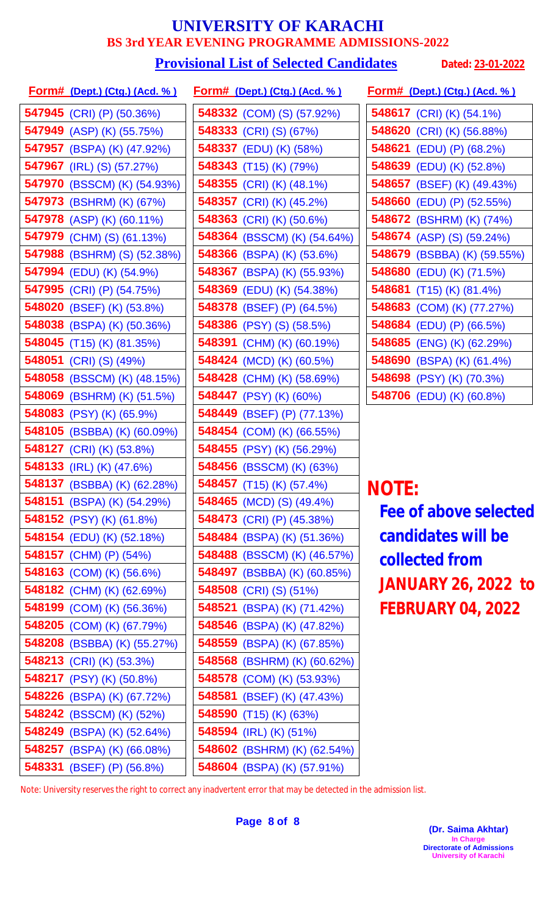# UNIVERSITY OF KARACHI

## BS 3rd YEAR EVENING PROGRAMME ADMISSIONS-2022

### Provisional List of Selected Candidates

**Dated: 23-01-2022**

| Form# (Dept.) (Ctg.) (Acd. %) | Form# (Dept.) (Ctg.) (Acd. %) | Form# (Dept.) (Ctg.) (Acd. %) |
|---|---|---|
| **547945** (CRI) (P) (50.36%) | **548332** (COM) (S) (57.92%) | **548617** (CRI) (K) (54.1%) |
| **547949** (ASP) (K) (55.75%) | **548333** (CRI) (S) (67%) | **548620** (CRI) (K) (56.88%) |
| **547957** (BSPA) (K) (47.92%) | **548337** (EDU) (K) (58%) | **548621** (EDU) (P) (68.2%) |
| **547967** (IRL) (S) (57.27%) | **548343** (T15) (K) (79%) | **548639** (EDU) (K) (52.8%) |
| **547970** (BSSCM) (K) (54.93%) | **548355** (CRI) (K) (48.1%) | **548657** (BSEF) (K) (49.43%) |
| **547973** (BSHRM) (K) (67%) | **548357** (CRI) (K) (45.2%) | **548660** (EDU) (P) (52.55%) |
| **547978** (ASP) (K) (60.11%) | **548363** (CRI) (K) (50.6%) | **548672** (BSHRM) (K) (74%) |
| **547979** (CHM) (S) (61.13%) | **548364** (BSSCM) (K) (54.64%) | **548674** (ASP) (S) (59.24%) |
| **547988** (BSHRM) (S) (52.38%) | **548366** (BSPA) (K) (53.6%) | **548679** (BSBBA) (K) (59.55%) |
| **547994** (EDU) (K) (54.9%) | **548367** (BSPA) (K) (55.93%) | **548680** (EDU) (K) (71.5%) |
| **547995** (CRI) (P) (54.75%) | **548369** (EDU) (K) (54.38%) | **548681** (T15) (K) (81.4%) |
| **548020** (BSEF) (K) (53.8%) | **548378** (BSEF) (P) (64.5%) | **548683** (COM) (K) (77.27%) |
| **548038** (BSPA) (K) (50.36%) | **548386** (PSY) (S) (58.5%) | **548684** (EDU) (P) (66.5%) |
| **548045** (T15) (K) (81.35%) | **548391** (CHM) (K) (60.19%) | **548685** (ENG) (K) (62.29%) |
| **548051** (CRI) (S) (49%) | **548424** (MCD) (K) (60.5%) | **548690** (BSPA) (K) (61.4%) |
| **548058** (BSSCM) (K) (48.15%) | **548428** (CHM) (K) (58.69%) | **548698** (PSY) (K) (70.3%) |
| **548069** (BSHRM) (K) (51.5%) | **548447** (PSY) (K) (60%) | **548706** (EDU) (K) (60.8%) |
| **548083** (PSY) (K) (65.9%) | **548449** (BSEF) (P) (77.13%) | |
| **548105** (BSBBA) (K) (60.09%) | **548454** (COM) (K) (66.55%) | |
| **548127** (CRI) (K) (53.8%) | **548455** (PSY) (K) (56.29%) | |
| **548133** (IRL) (K) (47.6%) | **548456** (BSSCM) (K) (63%) | |
| **548137** (BSBBA) (K) (62.28%) | **548457** (T15) (K) (57.4%) | |
| **548151** (BSPA) (K) (54.29%) | **548465** (MCD) (S) (49.4%) | |
| **548152** (PSY) (K) (61.8%) | **548473** (CRI) (P) (45.38%) | |
| **548154** (EDU) (K) (52.18%) | **548484** (BSPA) (K) (51.36%) | |
| **548157** (CHM) (P) (54%) | **548488** (BSSCM) (K) (46.57%) | |
| **548163** (COM) (K) (56.6%) | **548497** (BSBBA) (K) (60.85%) | |
| **548182** (CHM) (K) (62.69%) | **548508** (CRI) (S) (51%) | |
| **548199** (COM) (K) (56.36%) | **548521** (BSPA) (K) (71.42%) | |
| **548205** (COM) (K) (67.79%) | **548546** (BSPA) (K) (47.82%) | |
| **548208** (BSBBA) (K) (55.27%) | **548559** (BSPA) (K) (67.85%) | |
| **548213** (CRI) (K) (53.3%) | **548568** (BSHRM) (K) (60.62%) | |
| **548217** (PSY) (K) (50.8%) | **548578** (COM) (K) (53.93%) | |
| **548226** (BSPA) (K) (67.72%) | **548581** (BSEF) (K) (47.43%) | |
| **548242** (BSSCM) (K) (52%) | **548590** (T15) (K) (63%) | |
| **548249** (BSPA) (K) (52.64%) | **548594** (IRL) (K) (51%) | |
| **548257** (BSPA) (K) (66.08%) | **548602** (BSHRM) (K) (62.54%) | |
| **548331** (BSEF) (P) (56.8%) | **548604** (BSPA) (K) (57.91%) | |

**NOTE:**

**Fee of above selected candidates will be collected from JANUARY 26, 2022 to FEBRUARY 04, 2022**

Note: University reserves the right to correct any inadvertent error that may be detected in the admission list.

**(Dr. Saima Akhtar)**
In Charge
Directorate of Admissions
University of Karachi